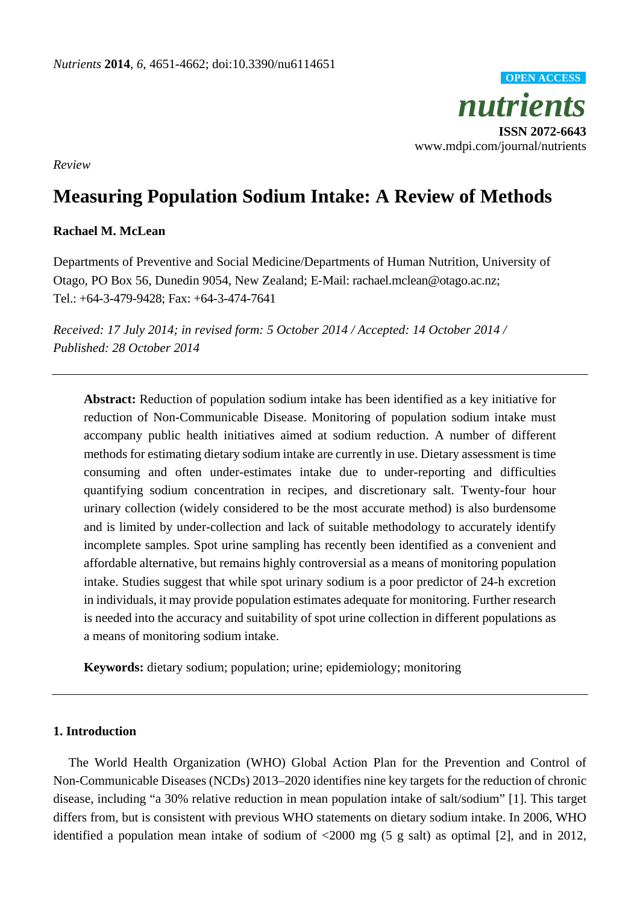*Review*

# Measuring Population Sodium Intake: A Review of Methods

**Rachael M. McLean**

Departments of Preventive and Social Medicine/Departments of Human Nutrition, University of Otago, PO Box 56, Dunedin 9054, New Zealand; E-Mail: rachael.mclean@otago.ac.nz; Tel.: +64-3-479-9428; Fax: +64-3-474-7641

*Received: 17 July 2014; in revised form: 5 October 2014 / Accepted: 14 October 2014 / Published: 28 October 2014*

---

**Abstract:** Reduction of population sodium intake has been identified as a key initiative for reduction of Non-Communicable Disease. Monitoring of population sodium intake must accompany public health initiatives aimed at sodium reduction. A number of different methods for estimating dietary sodium intake are currently in use. Dietary assessment is time consuming and often under-estimates intake due to under-reporting and difficulties quantifying sodium concentration in recipes, and discretionary salt. Twenty-four hour urinary collection (widely considered to be the most accurate method) is also burdensome and is limited by under-collection and lack of suitable methodology to accurately identify incomplete samples. Spot urine sampling has recently been identified as a convenient and affordable alternative, but remains highly controversial as a means of monitoring population intake. Studies suggest that while spot urinary sodium is a poor predictor of 24-h excretion in individuals, it may provide population estimates adequate for monitoring. Further research is needed into the accuracy and suitability of spot urine collection in different populations as a means of monitoring sodium intake.

**Keywords:** dietary sodium; population; urine; epidemiology; monitoring

---

## 1. Introduction

The World Health Organization (WHO) Global Action Plan for the Prevention and Control of Non-Communicable Diseases (NCDs) 2013–2020 identifies nine key targets for the reduction of chronic disease, including "a 30% relative reduction in mean population intake of salt/sodium" [1]. This target differs from, but is consistent with previous WHO statements on dietary sodium intake. In 2006, WHO identified a population mean intake of sodium of <2000 mg (5 g salt) as optimal [2], and in 2012,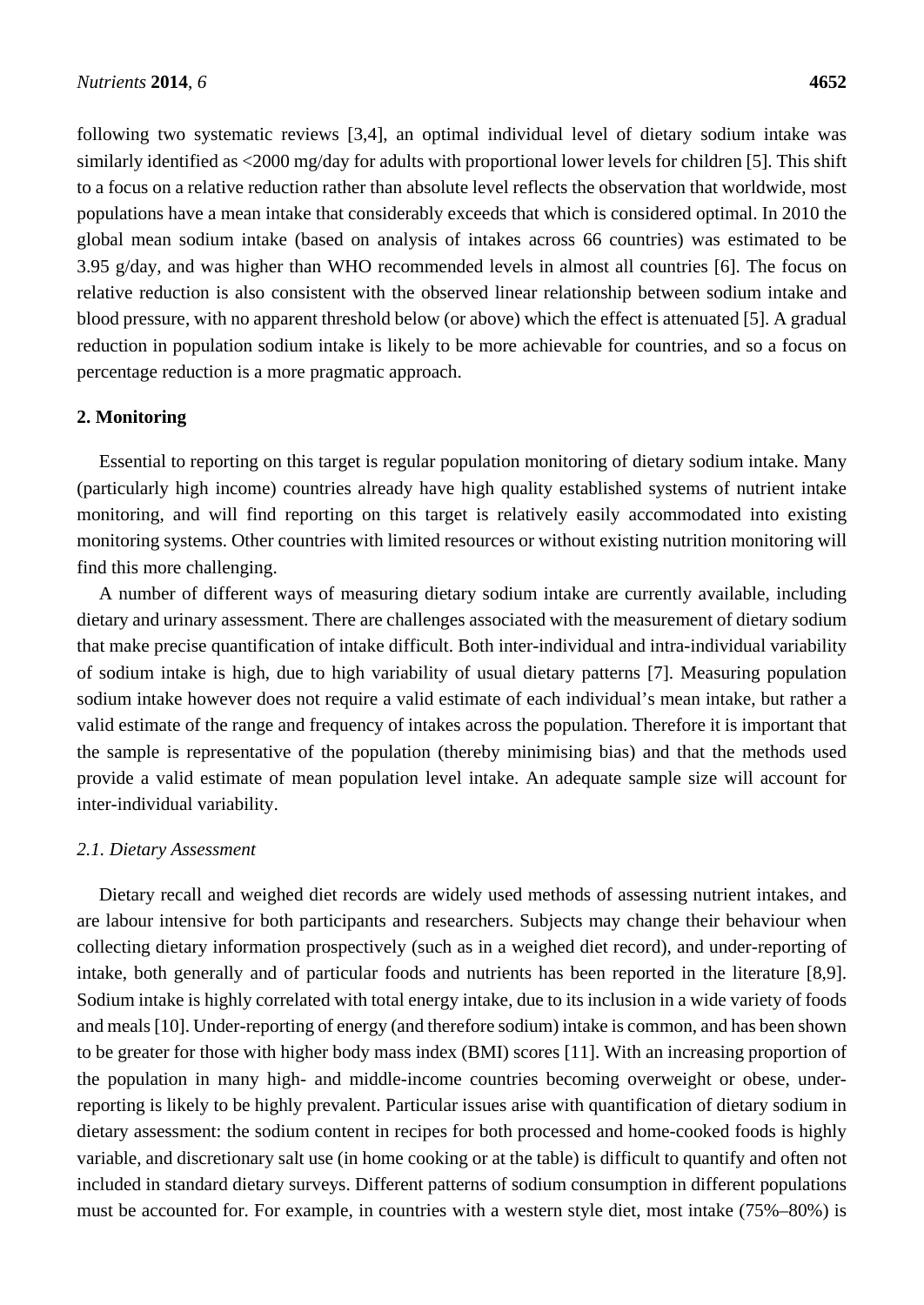following two systematic reviews [3,4], an optimal individual level of dietary sodium intake was similarly identified as <2000 mg/day for adults with proportional lower levels for children [5]. This shift to a focus on a relative reduction rather than absolute level reflects the observation that worldwide, most populations have a mean intake that considerably exceeds that which is considered optimal. In 2010 the global mean sodium intake (based on analysis of intakes across 66 countries) was estimated to be 3.95 g/day, and was higher than WHO recommended levels in almost all countries [6]. The focus on relative reduction is also consistent with the observed linear relationship between sodium intake and blood pressure, with no apparent threshold below (or above) which the effect is attenuated [5]. A gradual reduction in population sodium intake is likely to be more achievable for countries, and so a focus on percentage reduction is a more pragmatic approach.

## 2. Monitoring

Essential to reporting on this target is regular population monitoring of dietary sodium intake. Many (particularly high income) countries already have high quality established systems of nutrient intake monitoring, and will find reporting on this target is relatively easily accommodated into existing monitoring systems. Other countries with limited resources or without existing nutrition monitoring will find this more challenging.

A number of different ways of measuring dietary sodium intake are currently available, including dietary and urinary assessment. There are challenges associated with the measurement of dietary sodium that make precise quantification of intake difficult. Both inter-individual and intra-individual variability of sodium intake is high, due to high variability of usual dietary patterns [7]. Measuring population sodium intake however does not require a valid estimate of each individual's mean intake, but rather a valid estimate of the range and frequency of intakes across the population. Therefore it is important that the sample is representative of the population (thereby minimising bias) and that the methods used provide a valid estimate of mean population level intake. An adequate sample size will account for inter-individual variability.

### *2.1. Dietary Assessment*

Dietary recall and weighed diet records are widely used methods of assessing nutrient intakes, and are labour intensive for both participants and researchers. Subjects may change their behaviour when collecting dietary information prospectively (such as in a weighed diet record), and under-reporting of intake, both generally and of particular foods and nutrients has been reported in the literature [8,9]. Sodium intake is highly correlated with total energy intake, due to its inclusion in a wide variety of foods and meals [10]. Under-reporting of energy (and therefore sodium) intake is common, and has been shown to be greater for those with higher body mass index (BMI) scores [11]. With an increasing proportion of the population in many high- and middle-income countries becoming overweight or obese, under-reporting is likely to be highly prevalent. Particular issues arise with quantification of dietary sodium in dietary assessment: the sodium content in recipes for both processed and home-cooked foods is highly variable, and discretionary salt use (in home cooking or at the table) is difficult to quantify and often not included in standard dietary surveys. Different patterns of sodium consumption in different populations must be accounted for. For example, in countries with a western style diet, most intake (75%–80%) is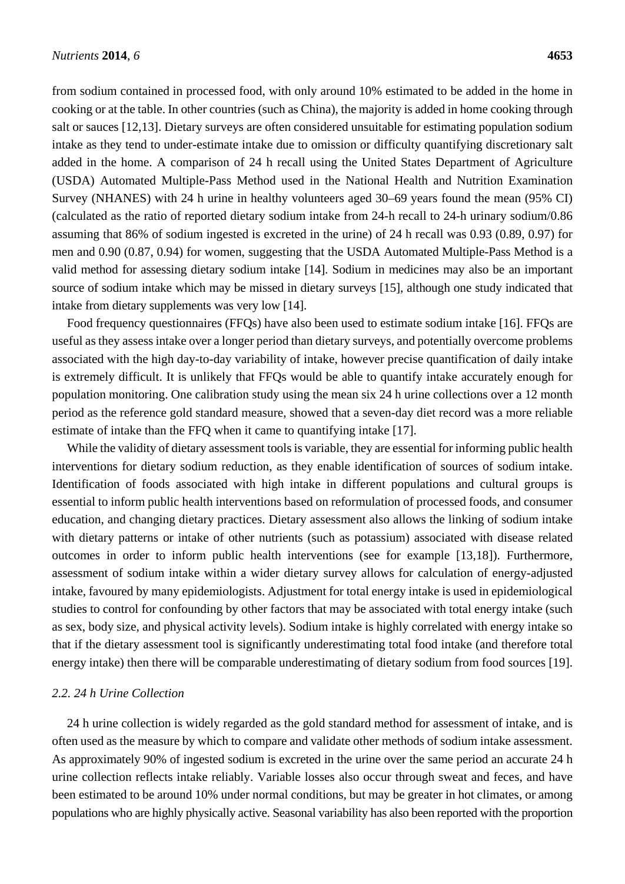from sodium contained in processed food, with only around 10% estimated to be added in the home in cooking or at the table. In other countries (such as China), the majority is added in home cooking through salt or sauces [12,13]. Dietary surveys are often considered unsuitable for estimating population sodium intake as they tend to under-estimate intake due to omission or difficulty quantifying discretionary salt added in the home. A comparison of 24 h recall using the United States Department of Agriculture (USDA) Automated Multiple-Pass Method used in the National Health and Nutrition Examination Survey (NHANES) with 24 h urine in healthy volunteers aged 30–69 years found the mean (95% CI) (calculated as the ratio of reported dietary sodium intake from 24-h recall to 24-h urinary sodium/0.86 assuming that 86% of sodium ingested is excreted in the urine) of 24 h recall was 0.93 (0.89, 0.97) for men and 0.90 (0.87, 0.94) for women, suggesting that the USDA Automated Multiple-Pass Method is a valid method for assessing dietary sodium intake [14]. Sodium in medicines may also be an important source of sodium intake which may be missed in dietary surveys [15], although one study indicated that intake from dietary supplements was very low [14].

Food frequency questionnaires (FFQs) have also been used to estimate sodium intake [16]. FFQs are useful as they assess intake over a longer period than dietary surveys, and potentially overcome problems associated with the high day-to-day variability of intake, however precise quantification of daily intake is extremely difficult. It is unlikely that FFQs would be able to quantify intake accurately enough for population monitoring. One calibration study using the mean six 24 h urine collections over a 12 month period as the reference gold standard measure, showed that a seven-day diet record was a more reliable estimate of intake than the FFQ when it came to quantifying intake [17].

While the validity of dietary assessment tools is variable, they are essential for informing public health interventions for dietary sodium reduction, as they enable identification of sources of sodium intake. Identification of foods associated with high intake in different populations and cultural groups is essential to inform public health interventions based on reformulation of processed foods, and consumer education, and changing dietary practices. Dietary assessment also allows the linking of sodium intake with dietary patterns or intake of other nutrients (such as potassium) associated with disease related outcomes in order to inform public health interventions (see for example [13,18]). Furthermore, assessment of sodium intake within a wider dietary survey allows for calculation of energy-adjusted intake, favoured by many epidemiologists. Adjustment for total energy intake is used in epidemiological studies to control for confounding by other factors that may be associated with total energy intake (such as sex, body size, and physical activity levels). Sodium intake is highly correlated with energy intake so that if the dietary assessment tool is significantly underestimating total food intake (and therefore total energy intake) then there will be comparable underestimating of dietary sodium from food sources [19].

### *2.2. 24 h Urine Collection*

24 h urine collection is widely regarded as the gold standard method for assessment of intake, and is often used as the measure by which to compare and validate other methods of sodium intake assessment. As approximately 90% of ingested sodium is excreted in the urine over the same period an accurate 24 h urine collection reflects intake reliably. Variable losses also occur through sweat and feces, and have been estimated to be around 10% under normal conditions, but may be greater in hot climates, or among populations who are highly physically active. Seasonal variability has also been reported with the proportion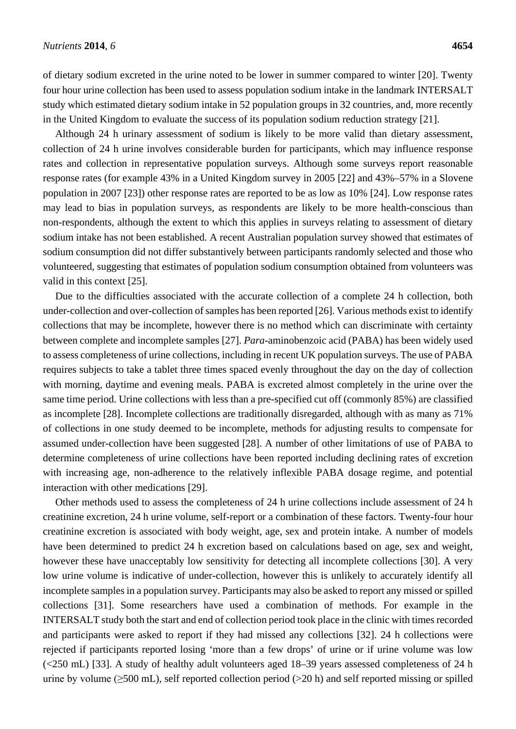of dietary sodium excreted in the urine noted to be lower in summer compared to winter [20]. Twenty four hour urine collection has been used to assess population sodium intake in the landmark INTERSALT study which estimated dietary sodium intake in 52 population groups in 32 countries, and, more recently in the United Kingdom to evaluate the success of its population sodium reduction strategy [21].

Although 24 h urinary assessment of sodium is likely to be more valid than dietary assessment, collection of 24 h urine involves considerable burden for participants, which may influence response rates and collection in representative population surveys. Although some surveys report reasonable response rates (for example 43% in a United Kingdom survey in 2005 [22] and 43%–57% in a Slovene population in 2007 [23]) other response rates are reported to be as low as 10% [24]. Low response rates may lead to bias in population surveys, as respondents are likely to be more health-conscious than non-respondents, although the extent to which this applies in surveys relating to assessment of dietary sodium intake has not been established. A recent Australian population survey showed that estimates of sodium consumption did not differ substantively between participants randomly selected and those who volunteered, suggesting that estimates of population sodium consumption obtained from volunteers was valid in this context [25].

Due to the difficulties associated with the accurate collection of a complete 24 h collection, both under-collection and over-collection of samples has been reported [26]. Various methods exist to identify collections that may be incomplete, however there is no method which can discriminate with certainty between complete and incomplete samples [27]. *Para*-aminobenzoic acid (PABA) has been widely used to assess completeness of urine collections, including in recent UK population surveys. The use of PABA requires subjects to take a tablet three times spaced evenly throughout the day on the day of collection with morning, daytime and evening meals. PABA is excreted almost completely in the urine over the same time period. Urine collections with less than a pre-specified cut off (commonly 85%) are classified as incomplete [28]. Incomplete collections are traditionally disregarded, although with as many as 71% of collections in one study deemed to be incomplete, methods for adjusting results to compensate for assumed under-collection have been suggested [28]. A number of other limitations of use of PABA to determine completeness of urine collections have been reported including declining rates of excretion with increasing age, non-adherence to the relatively inflexible PABA dosage regime, and potential interaction with other medications [29].

Other methods used to assess the completeness of 24 h urine collections include assessment of 24 h creatinine excretion, 24 h urine volume, self-report or a combination of these factors. Twenty-four hour creatinine excretion is associated with body weight, age, sex and protein intake. A number of models have been determined to predict 24 h excretion based on calculations based on age, sex and weight, however these have unacceptably low sensitivity for detecting all incomplete collections [30]. A very low urine volume is indicative of under-collection, however this is unlikely to accurately identify all incomplete samples in a population survey. Participants may also be asked to report any missed or spilled collections [31]. Some researchers have used a combination of methods. For example in the INTERSALT study both the start and end of collection period took place in the clinic with times recorded and participants were asked to report if they had missed any collections [32]. 24 h collections were rejected if participants reported losing 'more than a few drops' of urine or if urine volume was low (<250 mL) [33]. A study of healthy adult volunteers aged 18–39 years assessed completeness of 24 h urine by volume (≥500 mL), self reported collection period (>20 h) and self reported missing or spilled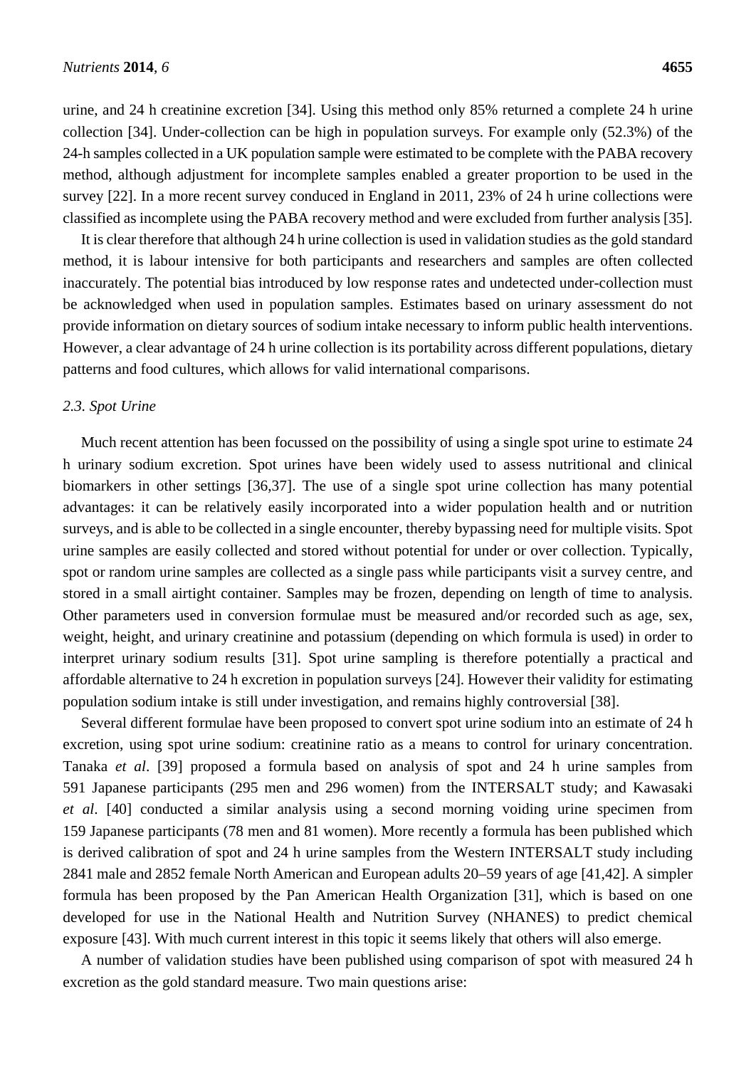urine, and 24 h creatinine excretion [34]. Using this method only 85% returned a complete 24 h urine collection [34]. Under-collection can be high in population surveys. For example only (52.3%) of the 24-h samples collected in a UK population sample were estimated to be complete with the PABA recovery method, although adjustment for incomplete samples enabled a greater proportion to be used in the survey [22]. In a more recent survey conduced in England in 2011, 23% of 24 h urine collections were classified as incomplete using the PABA recovery method and were excluded from further analysis [35].

It is clear therefore that although 24 h urine collection is used in validation studies as the gold standard method, it is labour intensive for both participants and researchers and samples are often collected inaccurately. The potential bias introduced by low response rates and undetected under-collection must be acknowledged when used in population samples. Estimates based on urinary assessment do not provide information on dietary sources of sodium intake necessary to inform public health interventions. However, a clear advantage of 24 h urine collection is its portability across different populations, dietary patterns and food cultures, which allows for valid international comparisons.

### *2.3. Spot Urine*

Much recent attention has been focussed on the possibility of using a single spot urine to estimate 24 h urinary sodium excretion. Spot urines have been widely used to assess nutritional and clinical biomarkers in other settings [36,37]. The use of a single spot urine collection has many potential advantages: it can be relatively easily incorporated into a wider population health and or nutrition surveys, and is able to be collected in a single encounter, thereby bypassing need for multiple visits. Spot urine samples are easily collected and stored without potential for under or over collection. Typically, spot or random urine samples are collected as a single pass while participants visit a survey centre, and stored in a small airtight container. Samples may be frozen, depending on length of time to analysis. Other parameters used in conversion formulae must be measured and/or recorded such as age, sex, weight, height, and urinary creatinine and potassium (depending on which formula is used) in order to interpret urinary sodium results [31]. Spot urine sampling is therefore potentially a practical and affordable alternative to 24 h excretion in population surveys [24]. However their validity for estimating population sodium intake is still under investigation, and remains highly controversial [38].

Several different formulae have been proposed to convert spot urine sodium into an estimate of 24 h excretion, using spot urine sodium: creatinine ratio as a means to control for urinary concentration. Tanaka *et al*. [39] proposed a formula based on analysis of spot and 24 h urine samples from 591 Japanese participants (295 men and 296 women) from the INTERSALT study; and Kawasaki *et al*. [40] conducted a similar analysis using a second morning voiding urine specimen from 159 Japanese participants (78 men and 81 women). More recently a formula has been published which is derived calibration of spot and 24 h urine samples from the Western INTERSALT study including 2841 male and 2852 female North American and European adults 20–59 years of age [41,42]. A simpler formula has been proposed by the Pan American Health Organization [31], which is based on one developed for use in the National Health and Nutrition Survey (NHANES) to predict chemical exposure [43]. With much current interest in this topic it seems likely that others will also emerge.

A number of validation studies have been published using comparison of spot with measured 24 h excretion as the gold standard measure. Two main questions arise: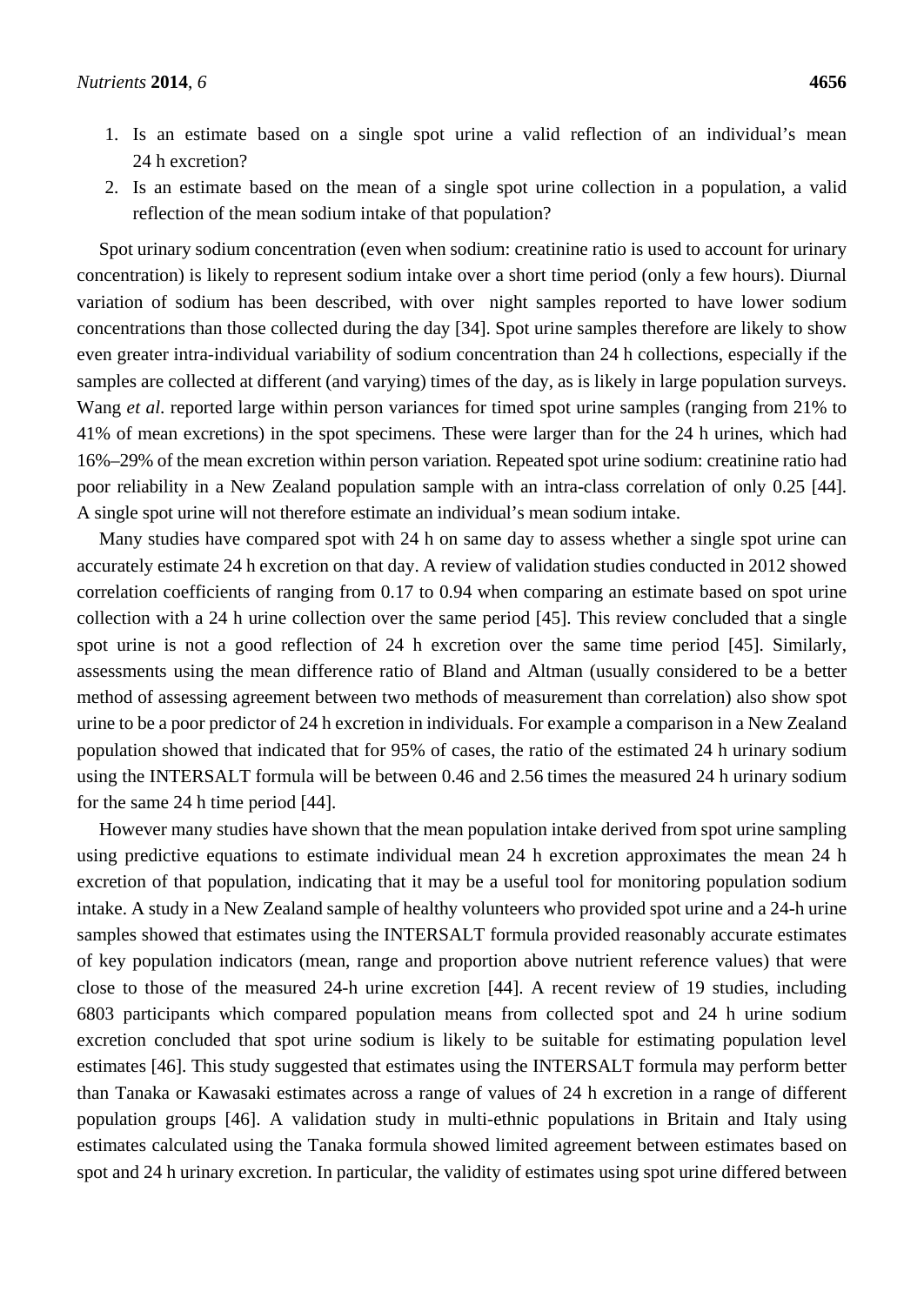1. Is an estimate based on a single spot urine a valid reflection of an individual's mean 24 h excretion?
2. Is an estimate based on the mean of a single spot urine collection in a population, a valid reflection of the mean sodium intake of that population?

Spot urinary sodium concentration (even when sodium: creatinine ratio is used to account for urinary concentration) is likely to represent sodium intake over a short time period (only a few hours). Diurnal variation of sodium has been described, with over night samples reported to have lower sodium concentrations than those collected during the day [34]. Spot urine samples therefore are likely to show even greater intra-individual variability of sodium concentration than 24 h collections, especially if the samples are collected at different (and varying) times of the day, as is likely in large population surveys. Wang *et al*. reported large within person variances for timed spot urine samples (ranging from 21% to 41% of mean excretions) in the spot specimens. These were larger than for the 24 h urines, which had 16%–29% of the mean excretion within person variation. Repeated spot urine sodium: creatinine ratio had poor reliability in a New Zealand population sample with an intra-class correlation of only 0.25 [44]. A single spot urine will not therefore estimate an individual's mean sodium intake.

Many studies have compared spot with 24 h on same day to assess whether a single spot urine can accurately estimate 24 h excretion on that day. A review of validation studies conducted in 2012 showed correlation coefficients of ranging from 0.17 to 0.94 when comparing an estimate based on spot urine collection with a 24 h urine collection over the same period [45]. This review concluded that a single spot urine is not a good reflection of 24 h excretion over the same time period [45]. Similarly, assessments using the mean difference ratio of Bland and Altman (usually considered to be a better method of assessing agreement between two methods of measurement than correlation) also show spot urine to be a poor predictor of 24 h excretion in individuals. For example a comparison in a New Zealand population showed that indicated that for 95% of cases, the ratio of the estimated 24 h urinary sodium using the INTERSALT formula will be between 0.46 and 2.56 times the measured 24 h urinary sodium for the same 24 h time period [44].

However many studies have shown that the mean population intake derived from spot urine sampling using predictive equations to estimate individual mean 24 h excretion approximates the mean 24 h excretion of that population, indicating that it may be a useful tool for monitoring population sodium intake. A study in a New Zealand sample of healthy volunteers who provided spot urine and a 24-h urine samples showed that estimates using the INTERSALT formula provided reasonably accurate estimates of key population indicators (mean, range and proportion above nutrient reference values) that were close to those of the measured 24-h urine excretion [44]. A recent review of 19 studies, including 6803 participants which compared population means from collected spot and 24 h urine sodium excretion concluded that spot urine sodium is likely to be suitable for estimating population level estimates [46]. This study suggested that estimates using the INTERSALT formula may perform better than Tanaka or Kawasaki estimates across a range of values of 24 h excretion in a range of different population groups [46]. A validation study in multi-ethnic populations in Britain and Italy using estimates calculated using the Tanaka formula showed limited agreement between estimates based on spot and 24 h urinary excretion. In particular, the validity of estimates using spot urine differed between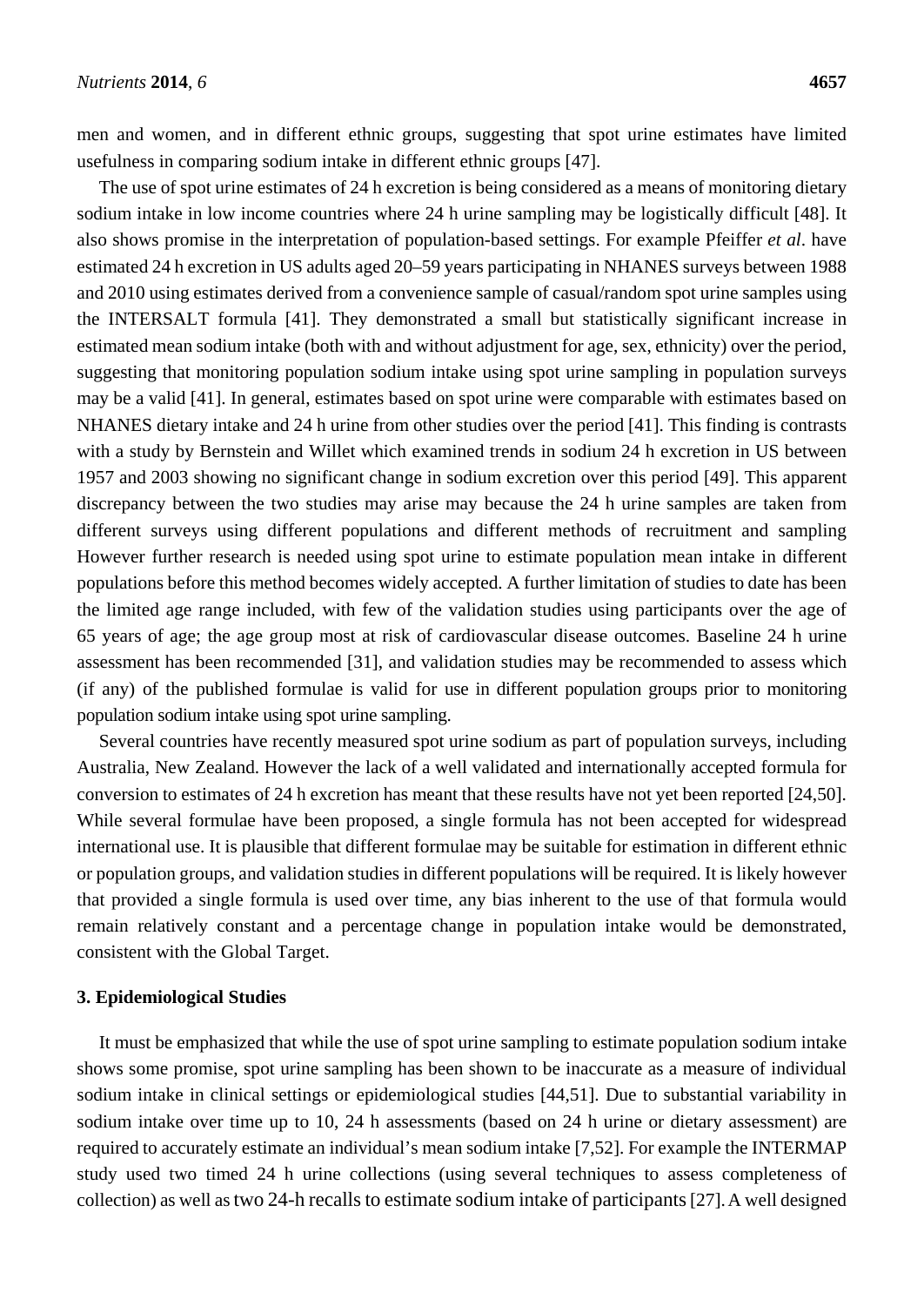men and women, and in different ethnic groups, suggesting that spot urine estimates have limited usefulness in comparing sodium intake in different ethnic groups [47].

The use of spot urine estimates of 24 h excretion is being considered as a means of monitoring dietary sodium intake in low income countries where 24 h urine sampling may be logistically difficult [48]. It also shows promise in the interpretation of population-based settings. For example Pfeiffer *et al*. have estimated 24 h excretion in US adults aged 20–59 years participating in NHANES surveys between 1988 and 2010 using estimates derived from a convenience sample of casual/random spot urine samples using the INTERSALT formula [41]. They demonstrated a small but statistically significant increase in estimated mean sodium intake (both with and without adjustment for age, sex, ethnicity) over the period, suggesting that monitoring population sodium intake using spot urine sampling in population surveys may be a valid [41]. In general, estimates based on spot urine were comparable with estimates based on NHANES dietary intake and 24 h urine from other studies over the period [41]. This finding is contrasts with a study by Bernstein and Willet which examined trends in sodium 24 h excretion in US between 1957 and 2003 showing no significant change in sodium excretion over this period [49]. This apparent discrepancy between the two studies may arise may because the 24 h urine samples are taken from different surveys using different populations and different methods of recruitment and sampling However further research is needed using spot urine to estimate population mean intake in different populations before this method becomes widely accepted. A further limitation of studies to date has been the limited age range included, with few of the validation studies using participants over the age of 65 years of age; the age group most at risk of cardiovascular disease outcomes. Baseline 24 h urine assessment has been recommended [31], and validation studies may be recommended to assess which (if any) of the published formulae is valid for use in different population groups prior to monitoring population sodium intake using spot urine sampling.

Several countries have recently measured spot urine sodium as part of population surveys, including Australia, New Zealand. However the lack of a well validated and internationally accepted formula for conversion to estimates of 24 h excretion has meant that these results have not yet been reported [24,50]. While several formulae have been proposed, a single formula has not been accepted for widespread international use. It is plausible that different formulae may be suitable for estimation in different ethnic or population groups, and validation studies in different populations will be required. It is likely however that provided a single formula is used over time, any bias inherent to the use of that formula would remain relatively constant and a percentage change in population intake would be demonstrated, consistent with the Global Target.

## 3. Epidemiological Studies

It must be emphasized that while the use of spot urine sampling to estimate population sodium intake shows some promise, spot urine sampling has been shown to be inaccurate as a measure of individual sodium intake in clinical settings or epidemiological studies [44,51]. Due to substantial variability in sodium intake over time up to 10, 24 h assessments (based on 24 h urine or dietary assessment) are required to accurately estimate an individual's mean sodium intake [7,52]. For example the INTERMAP study used two timed 24 h urine collections (using several techniques to assess completeness of collection) as well as two 24-h recalls to estimate sodium intake of participants [27]. A well designed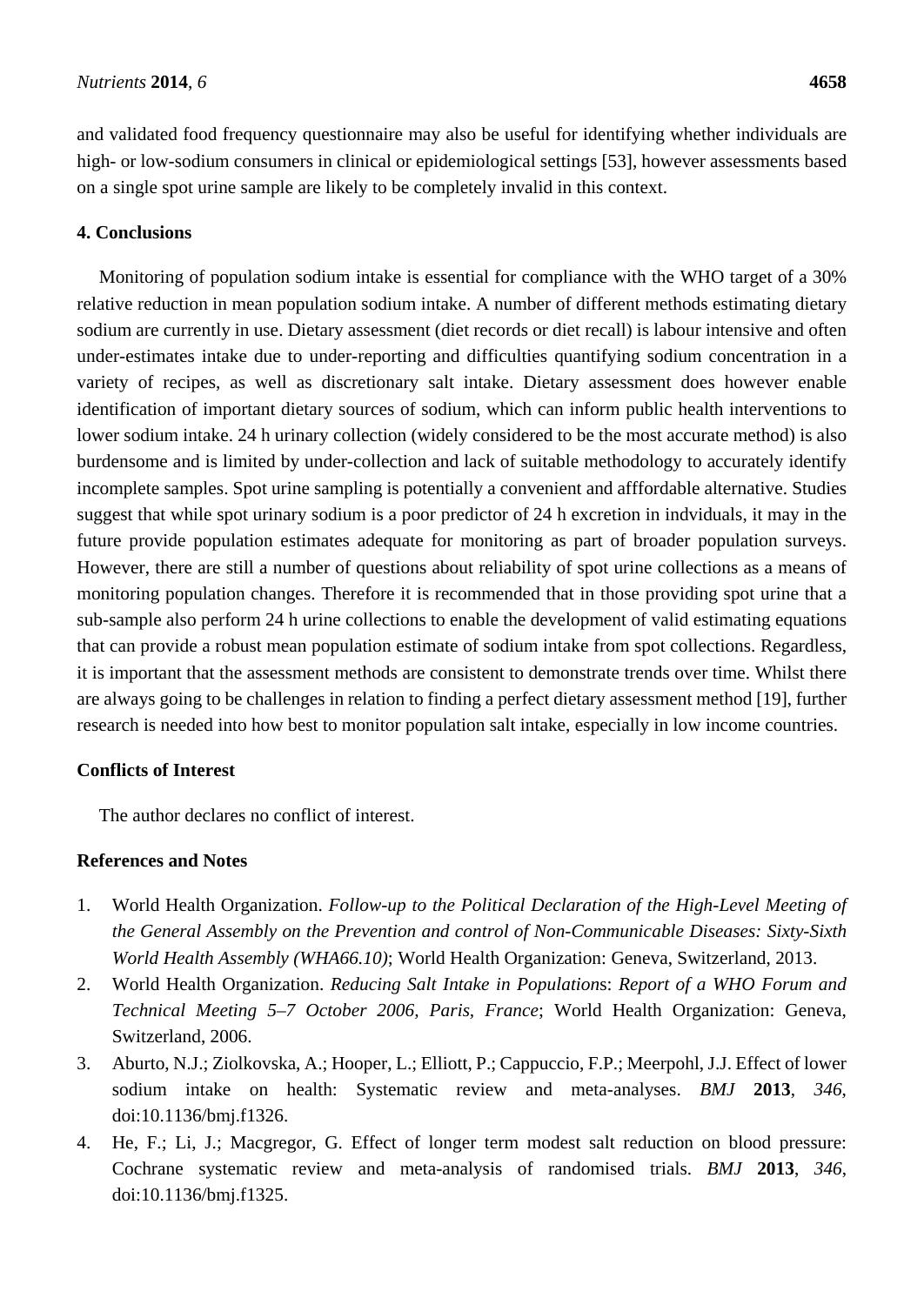and validated food frequency questionnaire may also be useful for identifying whether individuals are high- or low-sodium consumers in clinical or epidemiological settings [53], however assessments based on a single spot urine sample are likely to be completely invalid in this context.

## 4. Conclusions

Monitoring of population sodium intake is essential for compliance with the WHO target of a 30% relative reduction in mean population sodium intake. A number of different methods estimating dietary sodium are currently in use. Dietary assessment (diet records or diet recall) is labour intensive and often under-estimates intake due to under-reporting and difficulties quantifying sodium concentration in a variety of recipes, as well as discretionary salt intake. Dietary assessment does however enable identification of important dietary sources of sodium, which can inform public health interventions to lower sodium intake. 24 h urinary collection (widely considered to be the most accurate method) is also burdensome and is limited by under-collection and lack of suitable methodology to accurately identify incomplete samples. Spot urine sampling is potentially a convenient and afffordable alternative. Studies suggest that while spot urinary sodium is a poor predictor of 24 h excretion in indviduals, it may in the future provide population estimates adequate for monitoring as part of broader population surveys. However, there are still a number of questions about reliability of spot urine collections as a means of monitoring population changes. Therefore it is recommended that in those providing spot urine that a sub-sample also perform 24 h urine collections to enable the development of valid estimating equations that can provide a robust mean population estimate of sodium intake from spot collections. Regardless, it is important that the assessment methods are consistent to demonstrate trends over time. Whilst there are always going to be challenges in relation to finding a perfect dietary assessment method [19], further research is needed into how best to monitor population salt intake, especially in low income countries.

## Conflicts of Interest

The author declares no conflict of interest.

## References and Notes

1. World Health Organization. *Follow-up to the Political Declaration of the High-Level Meeting of the General Assembly on the Prevention and control of Non-Communicable Diseases: Sixty-Sixth World Health Assembly (WHA66.10)*; World Health Organization: Geneva, Switzerland, 2013.
2. World Health Organization. *Reducing Salt Intake in Populations*: *Report of a WHO Forum and Technical Meeting 5–7 October 2006, Paris, France*; World Health Organization: Geneva, Switzerland, 2006.
3. Aburto, N.J.; Ziolkovska, A.; Hooper, L.; Elliott, P.; Cappuccio, F.P.; Meerpohl, J.J. Effect of lower sodium intake on health: Systematic review and meta-analyses. *BMJ* **2013**, *346*, doi:10.1136/bmj.f1326.
4. He, F.; Li, J.; Macgregor, G. Effect of longer term modest salt reduction on blood pressure: Cochrane systematic review and meta-analysis of randomised trials. *BMJ* **2013**, *346*, doi:10.1136/bmj.f1325.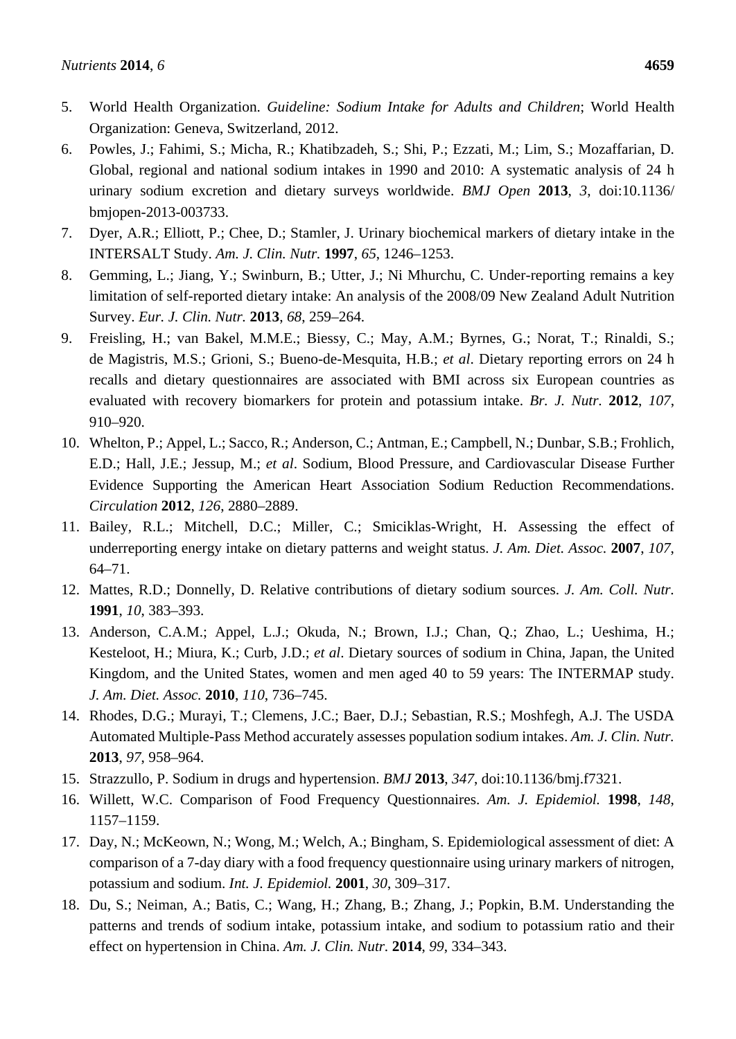5. World Health Organization. *Guideline: Sodium Intake for Adults and Children*; World Health Organization: Geneva, Switzerland, 2012.
6. Powles, J.; Fahimi, S.; Micha, R.; Khatibzadeh, S.; Shi, P.; Ezzati, M.; Lim, S.; Mozaffarian, D. Global, regional and national sodium intakes in 1990 and 2010: A systematic analysis of 24 h urinary sodium excretion and dietary surveys worldwide. *BMJ Open* **2013**, *3*, doi:10.1136/bmjopen-2013-003733.
7. Dyer, A.R.; Elliott, P.; Chee, D.; Stamler, J. Urinary biochemical markers of dietary intake in the INTERSALT Study. *Am. J. Clin. Nutr.* **1997**, *65*, 1246–1253.
8. Gemming, L.; Jiang, Y.; Swinburn, B.; Utter, J.; Ni Mhurchu, C. Under-reporting remains a key limitation of self-reported dietary intake: An analysis of the 2008/09 New Zealand Adult Nutrition Survey. *Eur. J. Clin. Nutr.* **2013**, *68*, 259–264.
9. Freisling, H.; van Bakel, M.M.E.; Biessy, C.; May, A.M.; Byrnes, G.; Norat, T.; Rinaldi, S.; de Magistris, M.S.; Grioni, S.; Bueno-de-Mesquita, H.B.; *et al*. Dietary reporting errors on 24 h recalls and dietary questionnaires are associated with BMI across six European countries as evaluated with recovery biomarkers for protein and potassium intake. *Br. J. Nutr.* **2012**, *107*, 910–920.
10. Whelton, P.; Appel, L.; Sacco, R.; Anderson, C.; Antman, E.; Campbell, N.; Dunbar, S.B.; Frohlich, E.D.; Hall, J.E.; Jessup, M.; *et al*. Sodium, Blood Pressure, and Cardiovascular Disease Further Evidence Supporting the American Heart Association Sodium Reduction Recommendations. *Circulation* **2012**, *126*, 2880–2889.
11. Bailey, R.L.; Mitchell, D.C.; Miller, C.; Smiciklas-Wright, H. Assessing the effect of underreporting energy intake on dietary patterns and weight status. *J. Am. Diet. Assoc.* **2007**, *107*, 64–71.
12. Mattes, R.D.; Donnelly, D. Relative contributions of dietary sodium sources. *J. Am. Coll. Nutr.* **1991**, *10*, 383–393.
13. Anderson, C.A.M.; Appel, L.J.; Okuda, N.; Brown, I.J.; Chan, Q.; Zhao, L.; Ueshima, H.; Kesteloot, H.; Miura, K.; Curb, J.D.; *et al*. Dietary sources of sodium in China, Japan, the United Kingdom, and the United States, women and men aged 40 to 59 years: The INTERMAP study. *J. Am. Diet. Assoc.* **2010**, *110*, 736–745.
14. Rhodes, D.G.; Murayi, T.; Clemens, J.C.; Baer, D.J.; Sebastian, R.S.; Moshfegh, A.J. The USDA Automated Multiple-Pass Method accurately assesses population sodium intakes. *Am. J. Clin. Nutr.* **2013**, *97*, 958–964.
15. Strazzullo, P. Sodium in drugs and hypertension. *BMJ* **2013**, *347*, doi:10.1136/bmj.f7321.
16. Willett, W.C. Comparison of Food Frequency Questionnaires. *Am. J. Epidemiol.* **1998**, *148*, 1157–1159.
17. Day, N.; McKeown, N.; Wong, M.; Welch, A.; Bingham, S. Epidemiological assessment of diet: A comparison of a 7-day diary with a food frequency questionnaire using urinary markers of nitrogen, potassium and sodium. *Int. J. Epidemiol.* **2001**, *30*, 309–317.
18. Du, S.; Neiman, A.; Batis, C.; Wang, H.; Zhang, B.; Zhang, J.; Popkin, B.M. Understanding the patterns and trends of sodium intake, potassium intake, and sodium to potassium ratio and their effect on hypertension in China. *Am. J. Clin. Nutr.* **2014**, *99*, 334–343.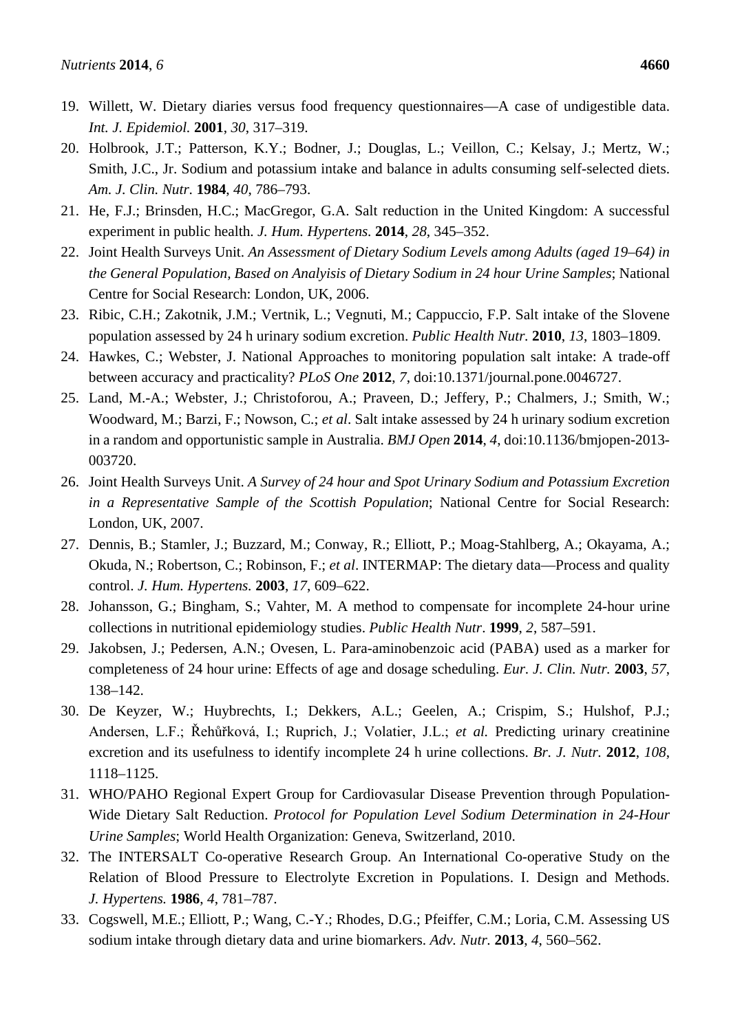19. Willett, W. Dietary diaries versus food frequency questionnaires—A case of undigestible data. *Int. J. Epidemiol.* **2001**, *30*, 317–319.
20. Holbrook, J.T.; Patterson, K.Y.; Bodner, J.; Douglas, L.; Veillon, C.; Kelsay, J.; Mertz, W.; Smith, J.C., Jr. Sodium and potassium intake and balance in adults consuming self-selected diets. *Am. J. Clin. Nutr*. **1984**, *40*, 786–793.
21. He, F.J.; Brinsden, H.C.; MacGregor, G.A. Salt reduction in the United Kingdom: A successful experiment in public health. *J. Hum. Hypertens.* **2014**, *28*, 345–352.
22. Joint Health Surveys Unit. *An Assessment of Dietary Sodium Levels among Adults (aged 19–64) in the General Population, Based on Analyisis of Dietary Sodium in 24 hour Urine Samples*; National Centre for Social Research: London, UK, 2006.
23. Ribic, C.H.; Zakotnik, J.M.; Vertnik, L.; Vegnuti, M.; Cappuccio, F.P. Salt intake of the Slovene population assessed by 24 h urinary sodium excretion. *Public Health Nutr.* **2010**, *13*, 1803–1809.
24. Hawkes, C.; Webster, J. National Approaches to monitoring population salt intake: A trade-off between accuracy and practicality? *PLoS One* **2012**, *7*, doi:10.1371/journal.pone.0046727.
25. Land, M.-A.; Webster, J.; Christoforou, A.; Praveen, D.; Jeffery, P.; Chalmers, J.; Smith, W.; Woodward, M.; Barzi, F.; Nowson, C.; *et al*. Salt intake assessed by 24 h urinary sodium excretion in a random and opportunistic sample in Australia. *BMJ Open* **2014**, *4*, doi:10.1136/bmjopen-2013-003720.
26. Joint Health Surveys Unit. *A Survey of 24 hour and Spot Urinary Sodium and Potassium Excretion in a Representative Sample of the Scottish Population*; National Centre for Social Research: London, UK, 2007.
27. Dennis, B.; Stamler, J.; Buzzard, M.; Conway, R.; Elliott, P.; Moag-Stahlberg, A.; Okayama, A.; Okuda, N.; Robertson, C.; Robinson, F.; *et al*. INTERMAP: The dietary data—Process and quality control. *J. Hum. Hypertens.* **2003**, *17*, 609–622.
28. Johansson, G.; Bingham, S.; Vahter, M. A method to compensate for incomplete 24-hour urine collections in nutritional epidemiology studies. *Public Health Nutr*. **1999**, *2*, 587–591.
29. Jakobsen, J.; Pedersen, A.N.; Ovesen, L. Para-aminobenzoic acid (PABA) used as a marker for completeness of 24 hour urine: Effects of age and dosage scheduling. *Eur. J. Clin. Nutr.* **2003**, *57*, 138–142.
30. De Keyzer, W.; Huybrechts, I.; Dekkers, A.L.; Geelen, A.; Crispim, S.; Hulshof, P.J.; Andersen, L.F.; Řehůřková, I.; Ruprich, J.; Volatier, J.L.; *et al.* Predicting urinary creatinine excretion and its usefulness to identify incomplete 24 h urine collections. *Br. J. Nutr.* **2012**, *108*, 1118–1125.
31. WHO/PAHO Regional Expert Group for Cardiovasular Disease Prevention through Population-Wide Dietary Salt Reduction. *Protocol for Population Level Sodium Determination in 24-Hour Urine Samples*; World Health Organization: Geneva, Switzerland, 2010.
32. The INTERSALT Co-operative Research Group. An International Co-operative Study on the Relation of Blood Pressure to Electrolyte Excretion in Populations. I. Design and Methods. *J. Hypertens.* **1986**, *4*, 781–787.
33. Cogswell, M.E.; Elliott, P.; Wang, C.-Y.; Rhodes, D.G.; Pfeiffer, C.M.; Loria, C.M. Assessing US sodium intake through dietary data and urine biomarkers. *Adv. Nutr.* **2013**, *4*, 560–562.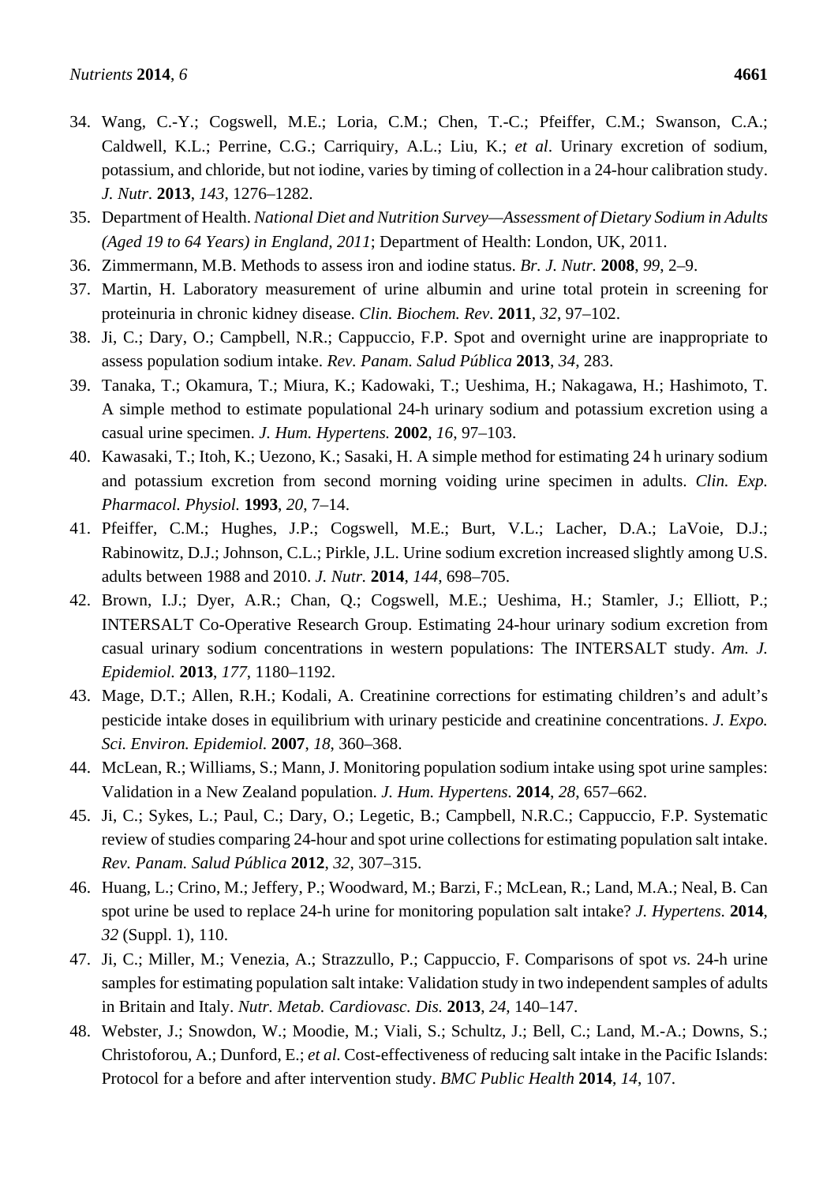34. Wang, C.-Y.; Cogswell, M.E.; Loria, C.M.; Chen, T.-C.; Pfeiffer, C.M.; Swanson, C.A.; Caldwell, K.L.; Perrine, C.G.; Carriquiry, A.L.; Liu, K.; *et al*. Urinary excretion of sodium, potassium, and chloride, but not iodine, varies by timing of collection in a 24-hour calibration study. *J. Nutr*. **2013**, *143*, 1276–1282.
35. Department of Health. *National Diet and Nutrition Survey—Assessment of Dietary Sodium in Adults (Aged 19 to 64 Years) in England, 2011*; Department of Health: London, UK, 2011.
36. Zimmermann, M.B. Methods to assess iron and iodine status. *Br. J. Nutr.* **2008**, *99*, 2–9.
37. Martin, H. Laboratory measurement of urine albumin and urine total protein in screening for proteinuria in chronic kidney disease. *Clin. Biochem. Rev*. **2011**, *32*, 97–102.
38. Ji, C.; Dary, O.; Campbell, N.R.; Cappuccio, F.P. Spot and overnight urine are inappropriate to assess population sodium intake. *Rev. Panam. Salud Pública* **2013**, *34*, 283.
39. Tanaka, T.; Okamura, T.; Miura, K.; Kadowaki, T.; Ueshima, H.; Nakagawa, H.; Hashimoto, T. A simple method to estimate populational 24-h urinary sodium and potassium excretion using a casual urine specimen. *J. Hum. Hypertens.* **2002**, *16*, 97–103.
40. Kawasaki, T.; Itoh, K.; Uezono, K.; Sasaki, H. A simple method for estimating 24 h urinary sodium and potassium excretion from second morning voiding urine specimen in adults. *Clin. Exp. Pharmacol. Physiol.* **1993**, *20*, 7–14.
41. Pfeiffer, C.M.; Hughes, J.P.; Cogswell, M.E.; Burt, V.L.; Lacher, D.A.; LaVoie, D.J.; Rabinowitz, D.J.; Johnson, C.L.; Pirkle, J.L. Urine sodium excretion increased slightly among U.S. adults between 1988 and 2010. *J. Nutr.* **2014**, *144*, 698–705.
42. Brown, I.J.; Dyer, A.R.; Chan, Q.; Cogswell, M.E.; Ueshima, H.; Stamler, J.; Elliott, P.; INTERSALT Co-Operative Research Group. Estimating 24-hour urinary sodium excretion from casual urinary sodium concentrations in western populations: The INTERSALT study. *Am. J. Epidemiol.* **2013**, *177*, 1180–1192.
43. Mage, D.T.; Allen, R.H.; Kodali, A. Creatinine corrections for estimating children's and adult's pesticide intake doses in equilibrium with urinary pesticide and creatinine concentrations. *J. Expo. Sci. Environ. Epidemiol.* **2007**, *18*, 360–368.
44. McLean, R.; Williams, S.; Mann, J. Monitoring population sodium intake using spot urine samples: Validation in a New Zealand population. *J. Hum. Hypertens.* **2014**, *28*, 657–662.
45. Ji, C.; Sykes, L.; Paul, C.; Dary, O.; Legetic, B.; Campbell, N.R.C.; Cappuccio, F.P. Systematic review of studies comparing 24-hour and spot urine collections for estimating population salt intake. *Rev. Panam. Salud Pública* **2012**, *32*, 307–315.
46. Huang, L.; Crino, M.; Jeffery, P.; Woodward, M.; Barzi, F.; McLean, R.; Land, M.A.; Neal, B. Can spot urine be used to replace 24-h urine for monitoring population salt intake? *J. Hypertens.* **2014**, *32* (Suppl. 1), 110.
47. Ji, C.; Miller, M.; Venezia, A.; Strazzullo, P.; Cappuccio, F. Comparisons of spot *vs.* 24-h urine samples for estimating population salt intake: Validation study in two independent samples of adults in Britain and Italy. *Nutr. Metab. Cardiovasc. Dis.* **2013**, *24*, 140–147.
48. Webster, J.; Snowdon, W.; Moodie, M.; Viali, S.; Schultz, J.; Bell, C.; Land, M.-A.; Downs, S.; Christoforou, A.; Dunford, E.; *et al.* Cost-effectiveness of reducing salt intake in the Pacific Islands: Protocol for a before and after intervention study. *BMC Public Health* **2014**, *14*, 107.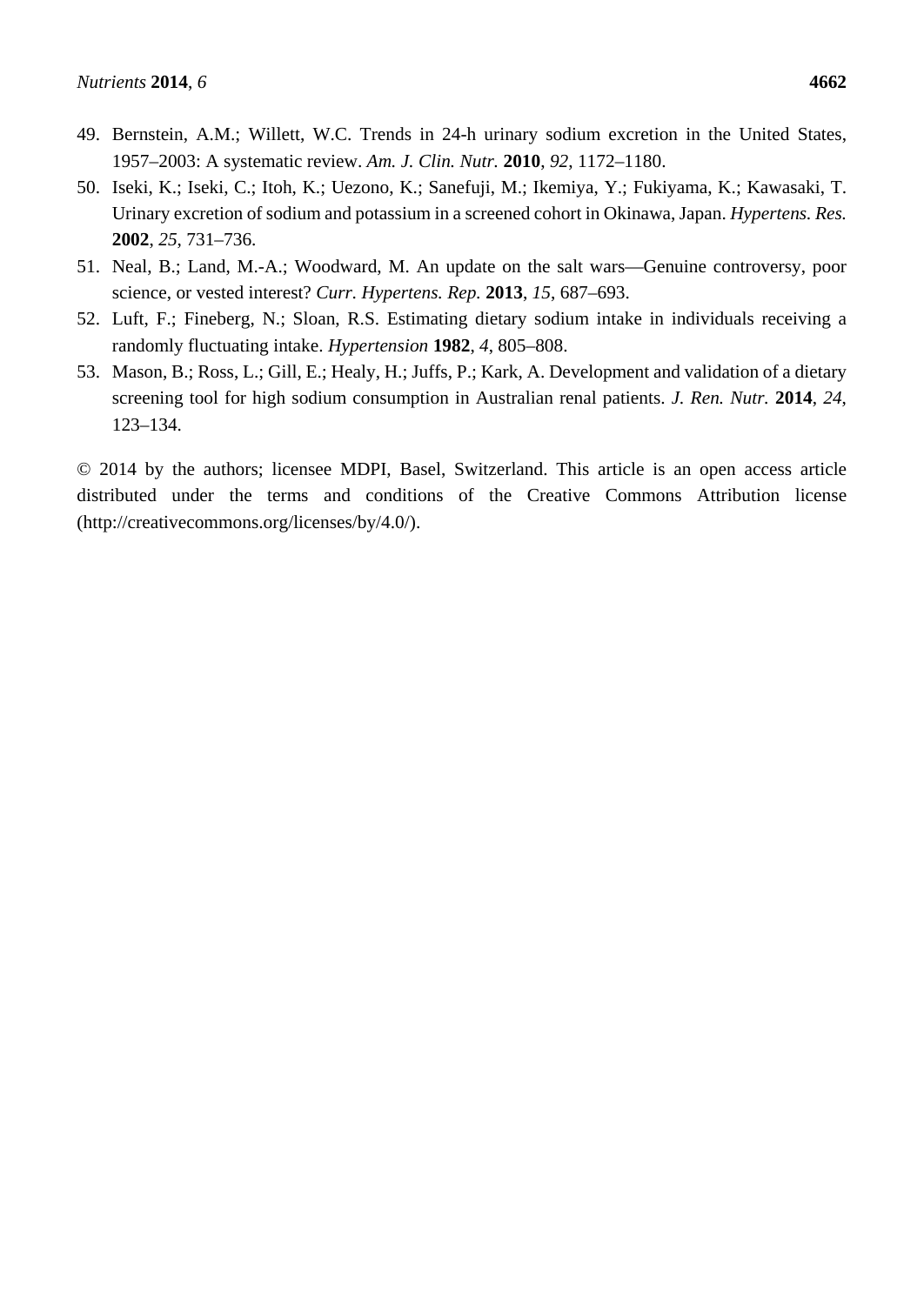49. Bernstein, A.M.; Willett, W.C. Trends in 24-h urinary sodium excretion in the United States, 1957–2003: A systematic review. *Am. J. Clin. Nutr.* **2010**, *92*, 1172–1180.
50. Iseki, K.; Iseki, C.; Itoh, K.; Uezono, K.; Sanefuji, M.; Ikemiya, Y.; Fukiyama, K.; Kawasaki, T. Urinary excretion of sodium and potassium in a screened cohort in Okinawa, Japan. *Hypertens. Res.* **2002**, *25*, 731–736.
51. Neal, B.; Land, M.-A.; Woodward, M. An update on the salt wars—Genuine controversy, poor science, or vested interest? *Curr. Hypertens. Rep.* **2013**, *15*, 687–693.
52. Luft, F.; Fineberg, N.; Sloan, R.S. Estimating dietary sodium intake in individuals receiving a randomly fluctuating intake. *Hypertension* **1982**, *4*, 805–808.
53. Mason, B.; Ross, L.; Gill, E.; Healy, H.; Juffs, P.; Kark, A. Development and validation of a dietary screening tool for high sodium consumption in Australian renal patients. *J. Ren. Nutr.* **2014**, *24*, 123–134.

© 2014 by the authors; licensee MDPI, Basel, Switzerland. This article is an open access article distributed under the terms and conditions of the Creative Commons Attribution license (http://creativecommons.org/licenses/by/4.0/).